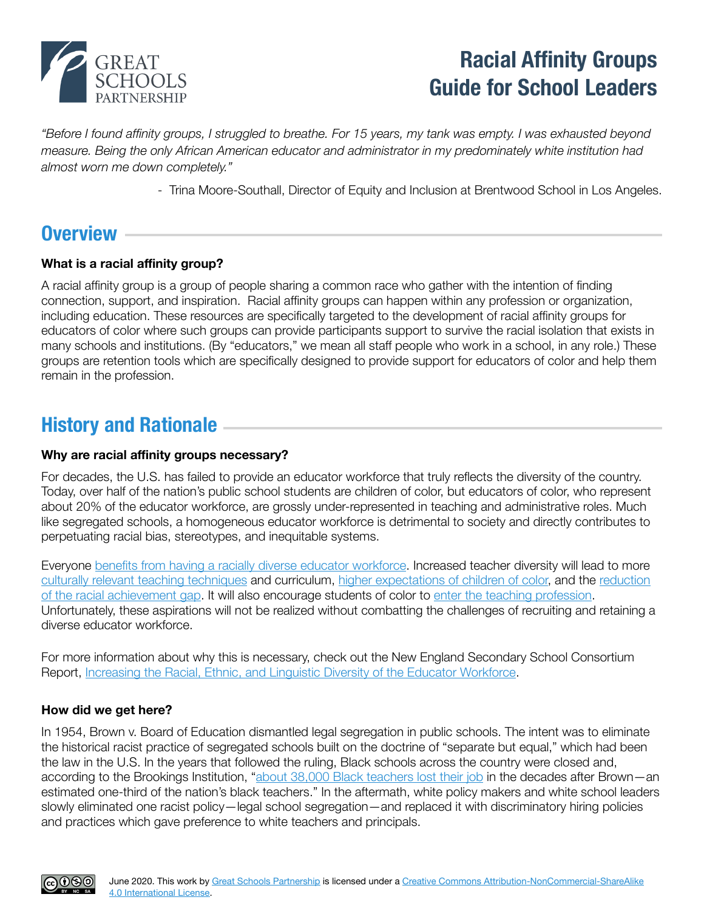# Racial Affinity Groups Guide for School Leaders

*"Before I found affinity groups, I struggled to breathe. For 15 years, my tank was empty. I was exhausted beyond measure. Being the only African American educator and administrator in my predominately white institution had almost worn me down completely."*

- Trina Moore-Southall, Director of Equity and Inclusion at Brentwood School in Los Angeles.

## Overview

**What is a racial affinity group?**

A racial affinity group is a group of people sharing a common race who gather with the intention of finding connection, support, and inspiration. Racial affinity groups can happen within any profession or organization, including education. These resources are specifically targeted to the development of racial affinity groups for educators of color where such groups can provide participants support to survive the racial isolation that exists in many schools and institutions. (By "educators," we mean all staff people who work in a school, in any role.) These groups are retention tools which are specifically designed to provide support for educators of color and help them remain in the profession.

## History and Rationale

**Why are racial affinity groups necessary?**

For decades, the U.S. has failed to provide an educator workforce that truly reflects the diversity of the country. Today, over half of the nation's public school students are children of color, but educators of color, who represent about 20% of the educator workforce, are grossly under-represented in teaching and administrative roles. Much like segregated schools, a homogeneous educator workforce is detrimental to society and directly contributes to perpetuating racial bias, stereotypes, and inequitable systems.

Everyone benefits from having a racially diverse educator workforce. Increased teacher diversity will lead to more culturally relevant teaching techniques and curriculum, higher expectations of children of color, and the reduction of the racial achievement gap. It will also encourage students of color to enter the teaching profession. Unfortunately, these aspirations will not be realized without combatting the challenges of recruiting and retaining a diverse educator workforce.

For more information about why this is necessary, check out the New England Secondary School Consortium Report, Increasing the Racial, Ethnic, and Linguistic Diversity of the Educator Workforce.

**How did we get here?**

In 1954, Brown v. Board of Education dismantled legal segregation in public schools. The intent was to eliminate the historical racist practice of segregated schools built on the doctrine of "separate but equal," which had been the law in the U.S. In the years that followed the ruling, Black schools across the country were closed and, according to the Brookings Institution, "about 38,000 Black teachers lost their job in the decades after Brown—an estimated one-third of the nation's black teachers." In the aftermath, white policy makers and white school leaders slowly eliminated one racist policy—legal school segregation—and replaced it with discriminatory hiring policies and practices which gave preference to white teachers and principals.

June 2020. This work by Great Schools Partnership is licensed under a Creative Commons Attribution-NonCommercial-ShareAlike 4.0 International License.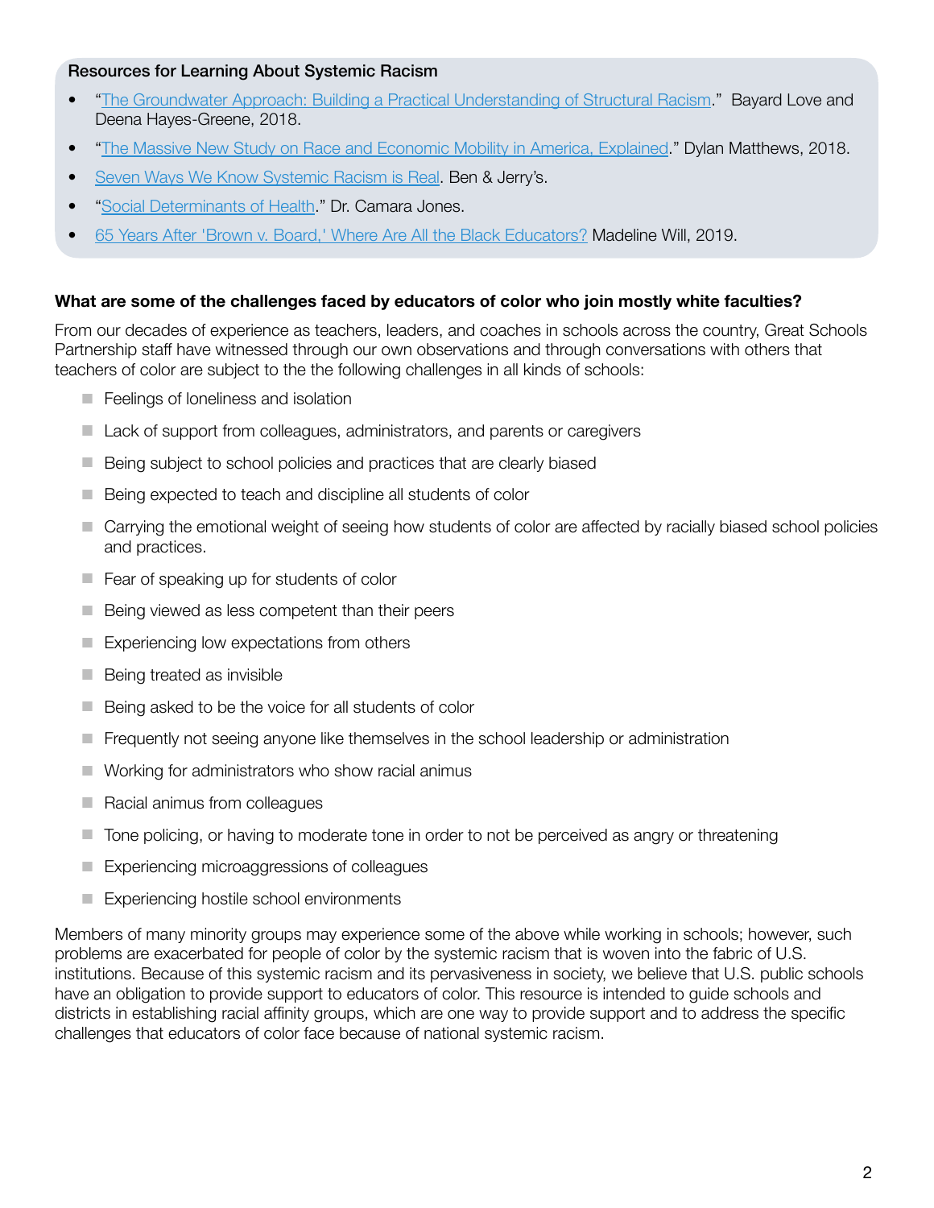**Resources for Learning About Systemic Racism**

- "The Groundwater Approach: Building a Practical Understanding of Structural Racism." Bayard Love and Deena Hayes-Greene, 2018.
- "The Massive New Study on Race and Economic Mobility in America, Explained." Dylan Matthews, 2018.
- Seven Ways We Know Systemic Racism is Real. Ben & Jerry's.
- "Social Determinants of Health." Dr. Camara Jones.
- 65 Years After 'Brown v. Board,' Where Are All the Black Educators? Madeline Will, 2019.

**What are some of the challenges faced by educators of color who join mostly white faculties?**

From our decades of experience as teachers, leaders, and coaches in schools across the country, Great Schools Partnership staff have witnessed through our own observations and through conversations with others that teachers of color are subject to the the following challenges in all kinds of schools:

- Feelings of loneliness and isolation
- Lack of support from colleagues, administrators, and parents or caregivers
- Being subject to school policies and practices that are clearly biased
- Being expected to teach and discipline all students of color
- Carrying the emotional weight of seeing how students of color are affected by racially biased school policies and practices.
- Fear of speaking up for students of color
- Being viewed as less competent than their peers
- Experiencing low expectations from others
- Being treated as invisible
- Being asked to be the voice for all students of color
- Frequently not seeing anyone like themselves in the school leadership or administration
- Working for administrators who show racial animus
- Racial animus from colleagues
- Tone policing, or having to moderate tone in order to not be perceived as angry or threatening
- Experiencing microaggressions of colleagues
- Experiencing hostile school environments

Members of many minority groups may experience some of the above while working in schools; however, such problems are exacerbated for people of color by the systemic racism that is woven into the fabric of U.S. institutions. Because of this systemic racism and its pervasiveness in society, we believe that U.S. public schools have an obligation to provide support to educators of color. This resource is intended to guide schools and districts in establishing racial affinity groups, which are one way to provide support and to address the specific challenges that educators of color face because of national systemic racism.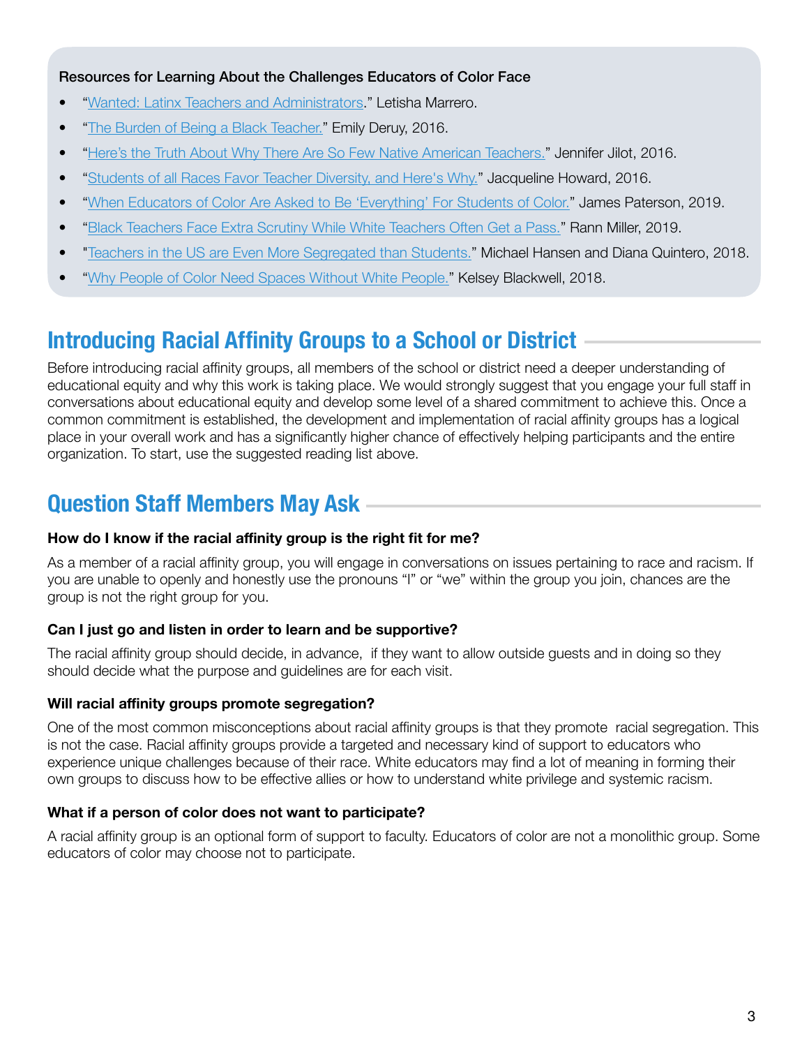**Resources for Learning About the Challenges Educators of Color Face**

- "Wanted: Latinx Teachers and Administrators." Letisha Marrero.
- "The Burden of Being a Black Teacher." Emily Deruy, 2016.
- "Here's the Truth About Why There Are So Few Native American Teachers." Jennifer Jilot, 2016.
- "Students of all Races Favor Teacher Diversity, and Here's Why." Jacqueline Howard, 2016.
- "When Educators of Color Are Asked to Be 'Everything' For Students of Color." James Paterson, 2019.
- "Black Teachers Face Extra Scrutiny While White Teachers Often Get a Pass." Rann Miller, 2019.
- "Teachers in the US are Even More Segregated than Students." Michael Hansen and Diana Quintero, 2018.
- "Why People of Color Need Spaces Without White People." Kelsey Blackwell, 2018.

## Introducing Racial Affinity Groups to a School or District

Before introducing racial affinity groups, all members of the school or district need a deeper understanding of educational equity and why this work is taking place. We would strongly suggest that you engage your full staff in conversations about educational equity and develop some level of a shared commitment to achieve this. Once a common commitment is established, the development and implementation of racial affinity groups has a logical place in your overall work and has a significantly higher chance of effectively helping participants and the entire organization. To start, use the suggested reading list above.

## Question Staff Members May Ask

**How do I know if the racial affinity group is the right fit for me?**

As a member of a racial affinity group, you will engage in conversations on issues pertaining to race and racism. If you are unable to openly and honestly use the pronouns "I" or "we" within the group you join, chances are the group is not the right group for you.

**Can I just go and listen in order to learn and be supportive?**

The racial affinity group should decide, in advance, if they want to allow outside guests and in doing so they should decide what the purpose and guidelines are for each visit.

**Will racial affinity groups promote segregation?**

One of the most common misconceptions about racial affinity groups is that they promote racial segregation. This is not the case. Racial affinity groups provide a targeted and necessary kind of support to educators who experience unique challenges because of their race. White educators may find a lot of meaning in forming their own groups to discuss how to be effective allies or how to understand white privilege and systemic racism.

**What if a person of color does not want to participate?**

A racial affinity group is an optional form of support to faculty. Educators of color are not a monolithic group. Some educators of color may choose not to participate.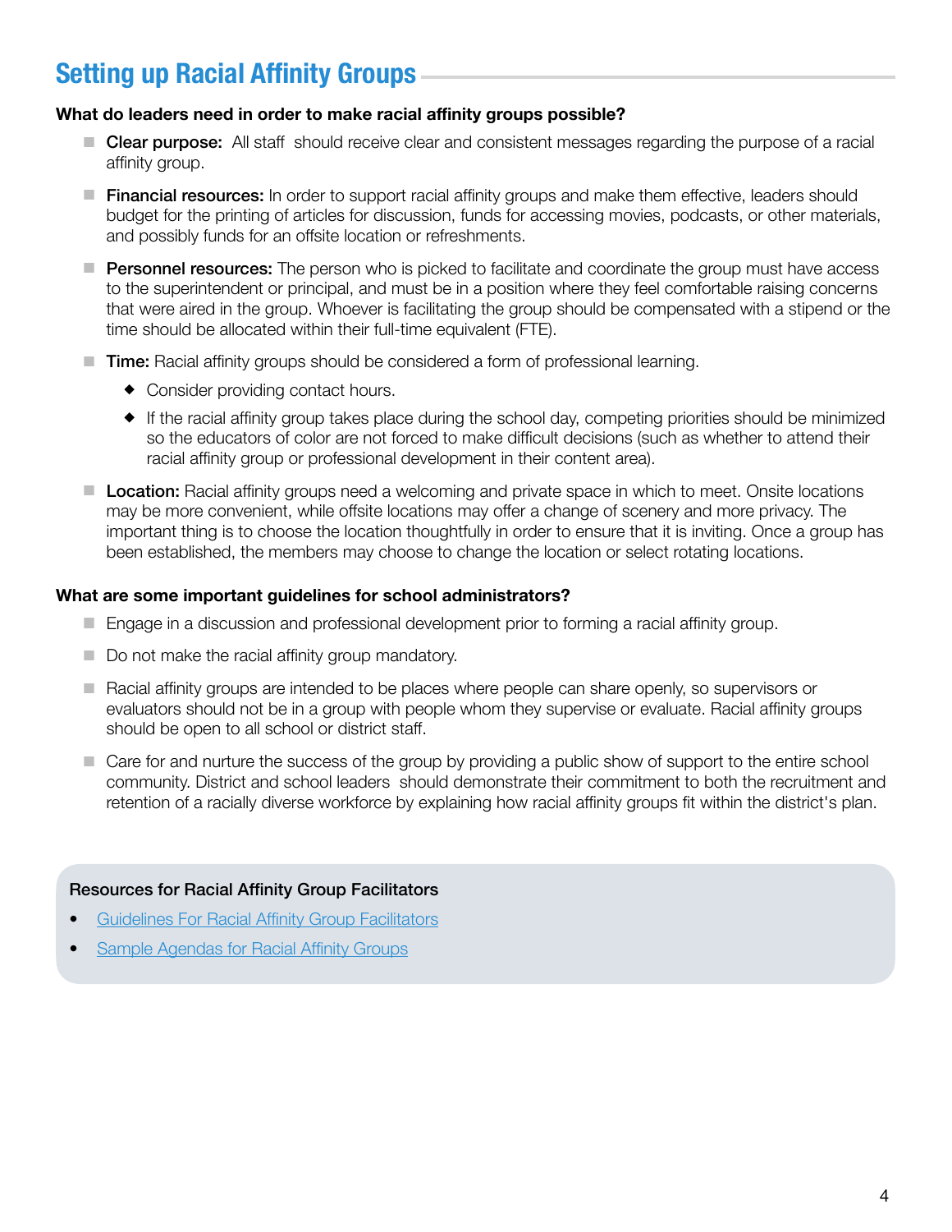## Setting up Racial Affinity Groups

**What do leaders need in order to make racial affinity groups possible?**

- **Clear purpose:** All staff should receive clear and consistent messages regarding the purpose of a racial affinity group.
- **Financial resources:** In order to support racial affinity groups and make them effective, leaders should budget for the printing of articles for discussion, funds for accessing movies, podcasts, or other materials, and possibly funds for an offsite location or refreshments.
- **Personnel resources:** The person who is picked to facilitate and coordinate the group must have access to the superintendent or principal, and must be in a position where they feel comfortable raising concerns that were aired in the group. Whoever is facilitating the group should be compensated with a stipend or the time should be allocated within their full-time equivalent (FTE).
- **Time:** Racial affinity groups should be considered a form of professional learning.
  - Consider providing contact hours.
  - If the racial affinity group takes place during the school day, competing priorities should be minimized so the educators of color are not forced to make difficult decisions (such as whether to attend their racial affinity group or professional development in their content area).
- **Location:** Racial affinity groups need a welcoming and private space in which to meet. Onsite locations may be more convenient, while offsite locations may offer a change of scenery and more privacy. The important thing is to choose the location thoughtfully in order to ensure that it is inviting. Once a group has been established, the members may choose to change the location or select rotating locations.

**What are some important guidelines for school administrators?**

- Engage in a discussion and professional development prior to forming a racial affinity group.
- Do not make the racial affinity group mandatory.
- Racial affinity groups are intended to be places where people can share openly, so supervisors or evaluators should not be in a group with people whom they supervise or evaluate. Racial affinity groups should be open to all school or district staff.
- Care for and nurture the success of the group by providing a public show of support to the entire school community. District and school leaders should demonstrate their commitment to both the recruitment and retention of a racially diverse workforce by explaining how racial affinity groups fit within the district's plan.

**Resources for Racial Affinity Group Facilitators**

- Guidelines For Racial Affinity Group Facilitators
- Sample Agendas for Racial Affinity Groups